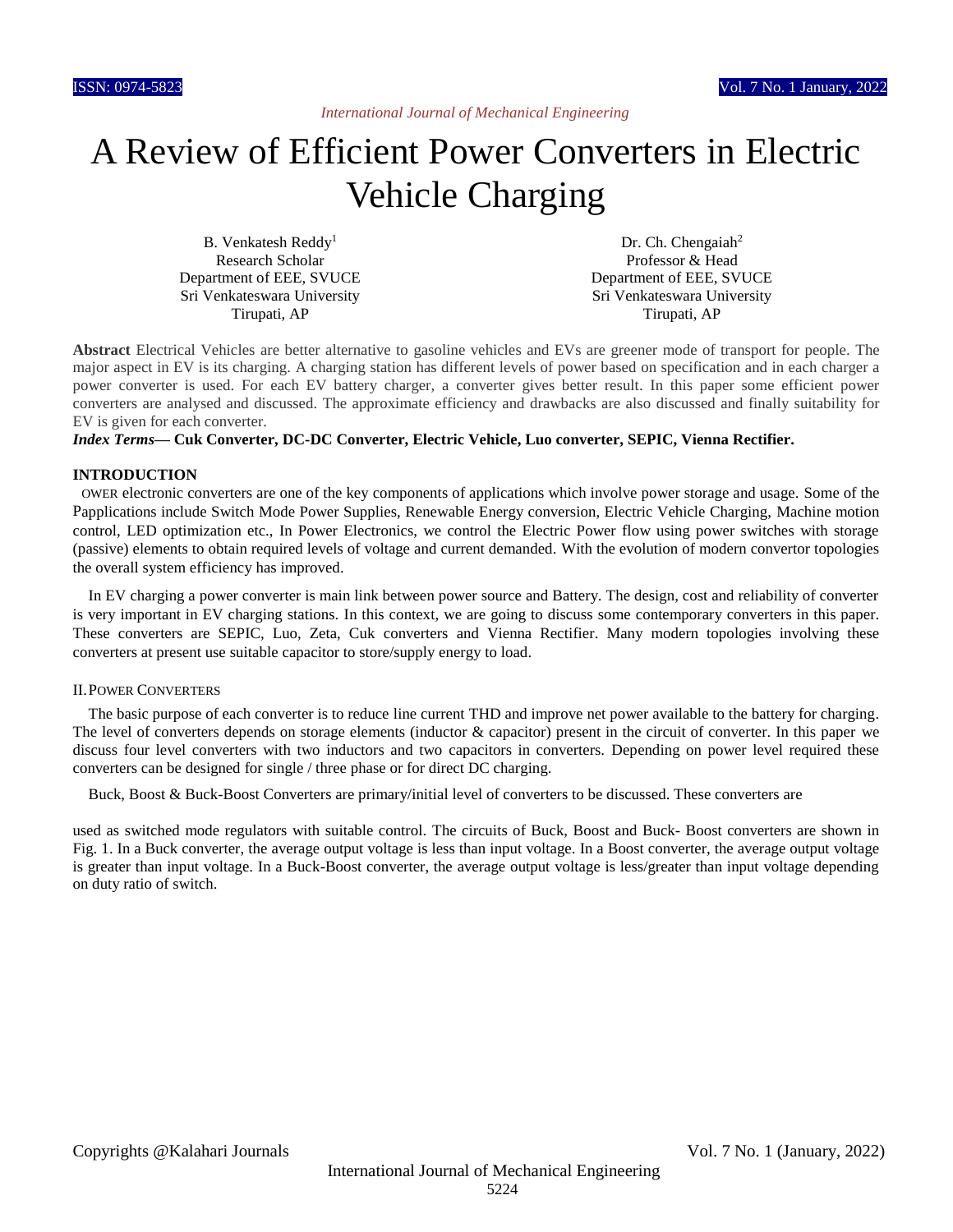# A Review of Efficient Power Converters in Electric Vehicle Charging

B. Venkatesh Reddy[1]
Research Scholar
Department of EEE, SVUCE
Sri Venkateswara University
Tirupati, AP

Dr. Ch. Chengaiah[2]
Professor & Head
Department of EEE, SVUCE
Sri Venkateswara University
Tirupati, AP

**Abstract** Electrical Vehicles are better alternative to gasoline vehicles and EVs are greener mode of transport for people. The major aspect in EV is its charging. A charging station has different levels of power based on specification and in each charger a power converter is used. For each EV battery charger, a converter gives better result. In this paper some efficient power converters are analysed and discussed. The approximate efficiency and drawbacks are also discussed and finally suitability for EV is given for each converter.

***Index Terms*— Cuk Converter, DC-DC Converter, Electric Vehicle, Luo converter, SEPIC, Vienna Rectifier.**

## INTRODUCTION

OWER electronic converters are one of the key components of applications which involve power storage and usage. Some of the Papplications include Switch Mode Power Supplies, Renewable Energy conversion, Electric Vehicle Charging, Machine motion control, LED optimization etc., In Power Electronics, we control the Electric Power flow using power switches with storage (passive) elements to obtain required levels of voltage and current demanded. With the evolution of modern convertor topologies the overall system efficiency has improved.

In EV charging a power converter is main link between power source and Battery. The design, cost and reliability of converter is very important in EV charging stations. In this context, we are going to discuss some contemporary converters in this paper. These converters are SEPIC, Luo, Zeta, Cuk converters and Vienna Rectifier. Many modern topologies involving these converters at present use suitable capacitor to store/supply energy to load.

## II. POWER CONVERTERS

The basic purpose of each converter is to reduce line current THD and improve net power available to the battery for charging. The level of converters depends on storage elements (inductor & capacitor) present in the circuit of converter. In this paper we discuss four level converters with two inductors and two capacitors in converters. Depending on power level required these converters can be designed for single / three phase or for direct DC charging.

Buck, Boost & Buck-Boost Converters are primary/initial level of converters to be discussed. These converters are used as switched mode regulators with suitable control. The circuits of Buck, Boost and Buck- Boost converters are shown in Fig. 1. In a Buck converter, the average output voltage is less than input voltage. In a Boost converter, the average output voltage is greater than input voltage. In a Buck-Boost converter, the average output voltage is less/greater than input voltage depending on duty ratio of switch.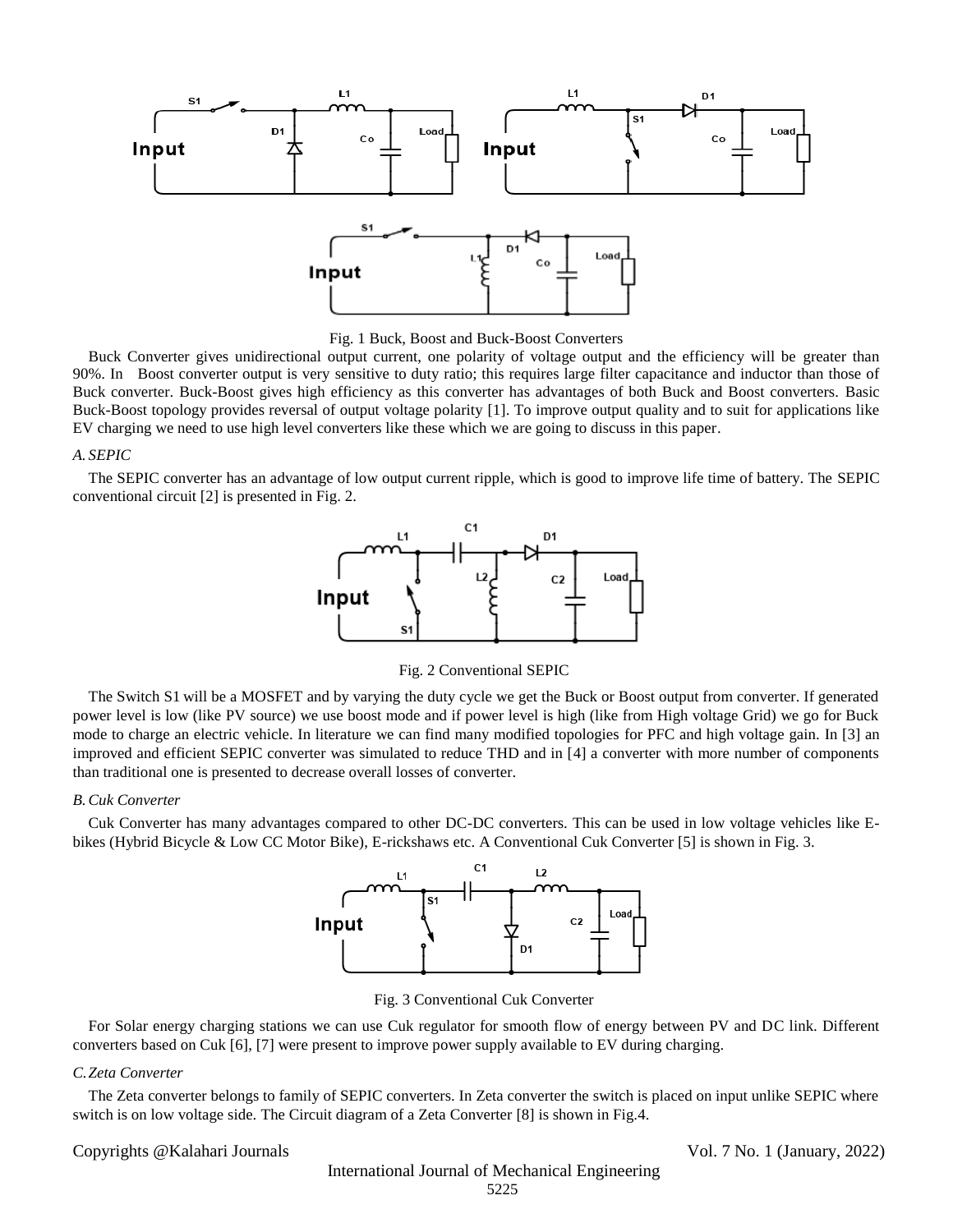Fig. 1 Buck, Boost and Buck-Boost Converters

Buck Converter gives unidirectional output current, one polarity of voltage output and the efficiency will be greater than 90%. In Boost converter output is very sensitive to duty ratio; this requires large filter capacitance and inductor than those of Buck converter. Buck-Boost gives high efficiency as this converter has advantages of both Buck and Boost converters. Basic Buck-Boost topology provides reversal of output voltage polarity [1]. To improve output quality and to suit for applications like EV charging we need to use high level converters like these which we are going to discuss in this paper.

### *A. SEPIC*

The SEPIC converter has an advantage of low output current ripple, which is good to improve life time of battery. The SEPIC conventional circuit [2] is presented in Fig. 2.

Fig. 2 Conventional SEPIC

The Switch S1 will be a MOSFET and by varying the duty cycle we get the Buck or Boost output from converter. If generated power level is low (like PV source) we use boost mode and if power level is high (like from High voltage Grid) we go for Buck mode to charge an electric vehicle. In literature we can find many modified topologies for PFC and high voltage gain. In [3] an improved and efficient SEPIC converter was simulated to reduce THD and in [4] a converter with more number of components than traditional one is presented to decrease overall losses of converter.

### *B. Cuk Converter*

Cuk Converter has many advantages compared to other DC-DC converters. This can be used in low voltage vehicles like E-bikes (Hybrid Bicycle & Low CC Motor Bike), E-rickshaws etc. A Conventional Cuk Converter [5] is shown in Fig. 3.

Fig. 3 Conventional Cuk Converter

For Solar energy charging stations we can use Cuk regulator for smooth flow of energy between PV and DC link. Different converters based on Cuk [6], [7] were present to improve power supply available to EV during charging.

### *C. Zeta Converter*

The Zeta converter belongs to family of SEPIC converters. In Zeta converter the switch is placed on input unlike SEPIC where switch is on low voltage side. The Circuit diagram of a Zeta Converter [8] is shown in Fig.4.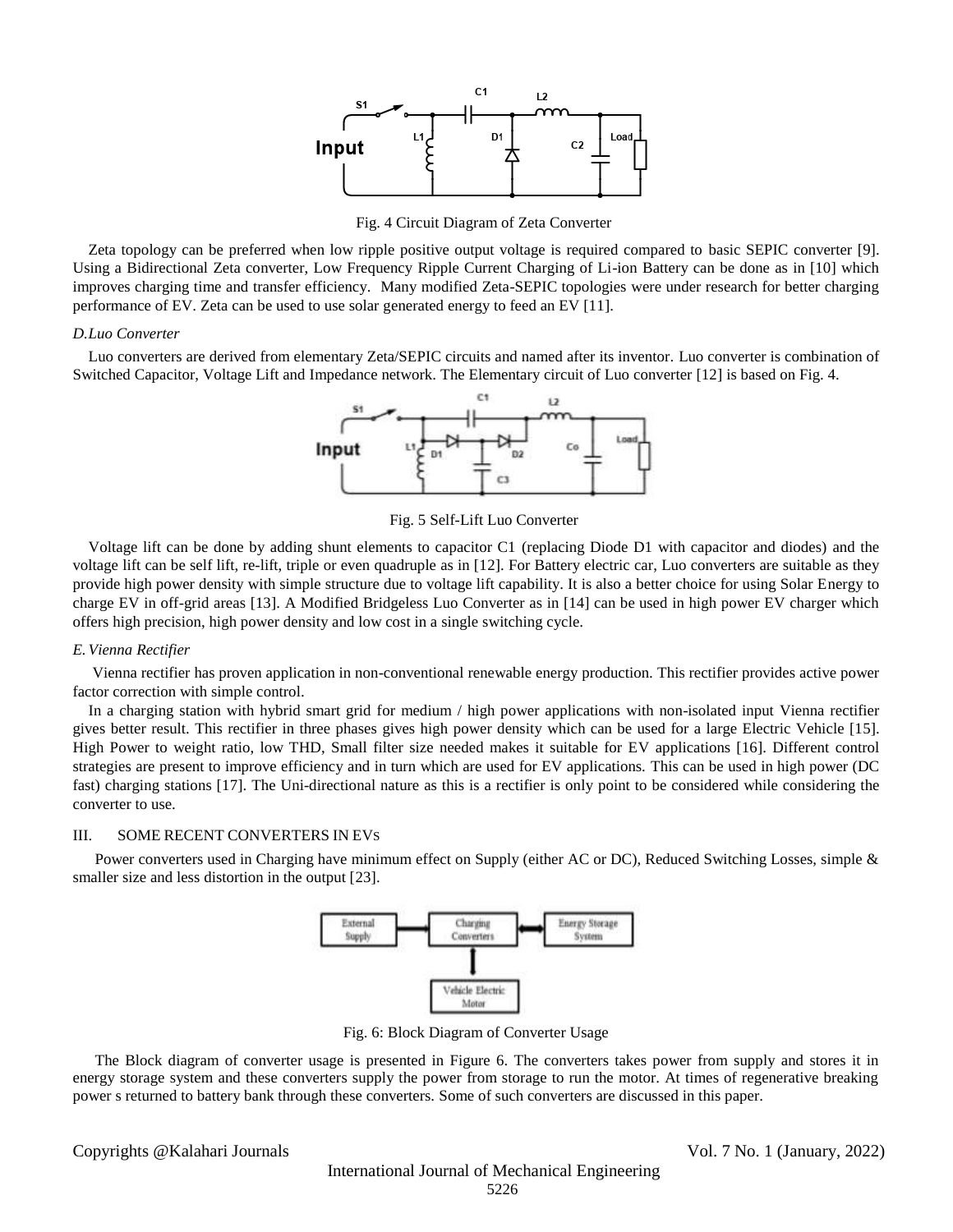Fig. 4 Circuit Diagram of Zeta Converter

Zeta topology can be preferred when low ripple positive output voltage is required compared to basic SEPIC converter [9]. Using a Bidirectional Zeta converter, Low Frequency Ripple Current Charging of Li-ion Battery can be done as in [10] which improves charging time and transfer efficiency. Many modified Zeta-SEPIC topologies were under research for better charging performance of EV. Zeta can be used to use solar generated energy to feed an EV [11].

### *D. Luo Converter*

Luo converters are derived from elementary Zeta/SEPIC circuits and named after its inventor. Luo converter is combination of Switched Capacitor, Voltage Lift and Impedance network. The Elementary circuit of Luo converter [12] is based on Fig. 4.

Fig. 5 Self-Lift Luo Converter

Voltage lift can be done by adding shunt elements to capacitor C1 (replacing Diode D1 with capacitor and diodes) and the voltage lift can be self lift, re-lift, triple or even quadruple as in [12]. For Battery electric car, Luo converters are suitable as they provide high power density with simple structure due to voltage lift capability. It is also a better choice for using Solar Energy to charge EV in off-grid areas [13]. A Modified Bridgeless Luo Converter as in [14] can be used in high power EV charger which offers high precision, high power density and low cost in a single switching cycle.

### *E. Vienna Rectifier*

Vienna rectifier has proven application in non-conventional renewable energy production. This rectifier provides active power factor correction with simple control.

In a charging station with hybrid smart grid for medium / high power applications with non-isolated input Vienna rectifier gives better result. This rectifier in three phases gives high power density which can be used for a large Electric Vehicle [15]. High Power to weight ratio, low THD, Small filter size needed makes it suitable for EV applications [16]. Different control strategies are present to improve efficiency and in turn which are used for EV applications. This can be used in high power (DC fast) charging stations [17]. The Uni-directional nature as this is a rectifier is only point to be considered while considering the converter to use.

## III. SOME RECENT CONVERTERS IN EVs

Power converters used in Charging have minimum effect on Supply (either AC or DC), Reduced Switching Losses, simple & smaller size and less distortion in the output [23].

Fig. 6: Block Diagram of Converter Usage

The Block diagram of converter usage is presented in Figure 6. The converters takes power from supply and stores it in energy storage system and these converters supply the power from storage to run the motor. At times of regenerative breaking power s returned to battery bank through these converters. Some of such converters are discussed in this paper.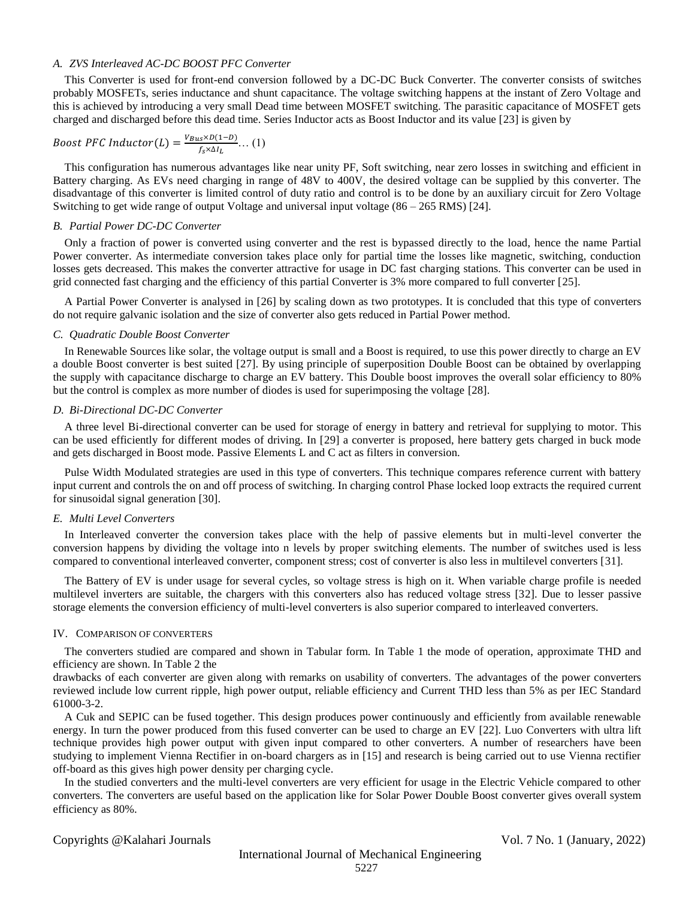### A. ZVS Interleaved AC-DC BOOST PFC Converter

This Converter is used for front-end conversion followed by a DC-DC Buck Converter. The converter consists of switches probably MOSFETs, series inductance and shunt capacitance. The voltage switching happens at the instant of Zero Voltage and this is achieved by introducing a very small Dead time between MOSFET switching. The parasitic capacitance of MOSFET gets charged and discharged before this dead time. Series Inductor acts as Boost Inductor and its value [23] is given by

$$Boost\ PFC\ Inductor(L) = \frac{V_{Bus} \times D(1-D)}{f_s \times \Delta I_L} \dots (1)$$

This configuration has numerous advantages like near unity PF, Soft switching, near zero losses in switching and efficient in Battery charging. As EVs need charging in range of 48V to 400V, the desired voltage can be supplied by this converter. The disadvantage of this converter is limited control of duty ratio and control is to be done by an auxiliary circuit for Zero Voltage Switching to get wide range of output Voltage and universal input voltage (86 – 265 RMS) [24].

### B. Partial Power DC-DC Converter

Only a fraction of power is converted using converter and the rest is bypassed directly to the load, hence the name Partial Power converter. As intermediate conversion takes place only for partial time the losses like magnetic, switching, conduction losses gets decreased. This makes the converter attractive for usage in DC fast charging stations. This converter can be used in grid connected fast charging and the efficiency of this partial Converter is 3% more compared to full converter [25].

A Partial Power Converter is analysed in [26] by scaling down as two prototypes. It is concluded that this type of converters do not require galvanic isolation and the size of converter also gets reduced in Partial Power method.

### C. Quadratic Double Boost Converter

In Renewable Sources like solar, the voltage output is small and a Boost is required, to use this power directly to charge an EV a double Boost converter is best suited [27]. By using principle of superposition Double Boost can be obtained by overlapping the supply with capacitance discharge to charge an EV battery. This Double boost improves the overall solar efficiency to 80% but the control is complex as more number of diodes is used for superimposing the voltage [28].

### D. Bi-Directional DC-DC Converter

A three level Bi-directional converter can be used for storage of energy in battery and retrieval for supplying to motor. This can be used efficiently for different modes of driving. In [29] a converter is proposed, here battery gets charged in buck mode and gets discharged in Boost mode. Passive Elements L and C act as filters in conversion.

Pulse Width Modulated strategies are used in this type of converters. This technique compares reference current with battery input current and controls the on and off process of switching. In charging control Phase locked loop extracts the required current for sinusoidal signal generation [30].

### E. Multi Level Converters

In Interleaved converter the conversion takes place with the help of passive elements but in multi-level converter the conversion happens by dividing the voltage into n levels by proper switching elements. The number of switches used is less compared to conventional interleaved converter, component stress; cost of converter is also less in multilevel converters [31].

The Battery of EV is under usage for several cycles, so voltage stress is high on it. When variable charge profile is needed multilevel inverters are suitable, the chargers with this converters also has reduced voltage stress [32]. Due to lesser passive storage elements the conversion efficiency of multi-level converters is also superior compared to interleaved converters.

## IV. COMPARISON OF CONVERTERS

The converters studied are compared and shown in Tabular form. In Table 1 the mode of operation, approximate THD and efficiency are shown. In Table 2 the drawbacks of each converter are given along with remarks on usability of converters. The advantages of the power converters reviewed include low current ripple, high power output, reliable efficiency and Current THD less than 5% as per IEC Standard 61000-3-2.

A Cuk and SEPIC can be fused together. This design produces power continuously and efficiently from available renewable energy. In turn the power produced from this fused converter can be used to charge an EV [22]. Luo Converters with ultra lift technique provides high power output with given input compared to other converters. A number of researchers have been studying to implement Vienna Rectifier in on-board chargers as in [15] and research is being carried out to use Vienna rectifier off-board as this gives high power density per charging cycle.

In the studied converters and the multi-level converters are very efficient for usage in the Electric Vehicle compared to other converters. The converters are useful based on the application like for Solar Power Double Boost converter gives overall system efficiency as 80%.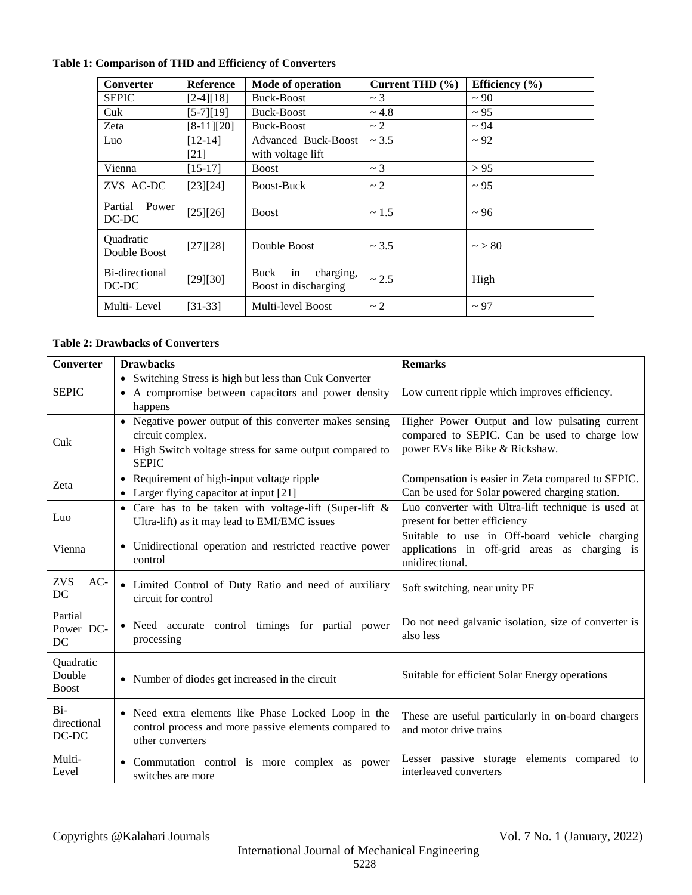**Table 1: Comparison of THD and Efficiency of Converters**

| Converter | Reference | Mode of operation | Current THD (%) | Efficiency (%) |
|---|---|---|---|---|
| SEPIC | [2-4][18] | Buck-Boost | ~ 3 | ~ 90 |
| Cuk | [5-7][19] | Buck-Boost | ~ 4.8 | ~ 95 |
| Zeta | [8-11][20] | Buck-Boost | ~ 2 | ~ 94 |
| Luo | [12-14] [21] | Advanced Buck-Boost with voltage lift | ~ 3.5 | ~ 92 |
| Vienna | [15-17] | Boost | ~ 3 | > 95 |
| ZVS AC-DC | [23][24] | Boost-Buck | ~ 2 | ~ 95 |
| Partial Power DC-DC | [25][26] | Boost | ~ 1.5 | ~ 96 |
| Quadratic Double Boost | [27][28] | Double Boost | ~ 3.5 | ~ > 80 |
| Bi-directional DC-DC | [29][30] | Buck in charging, Boost in discharging | ~ 2.5 | High |
| Multi- Level | [31-33] | Multi-level Boost | ~ 2 | ~ 97 |

**Table 2: Drawbacks of Converters**

| Converter | Drawbacks | Remarks |
|---|---|---|
| SEPIC | • Switching Stress is high but less than Cuk Converter<br>• A compromise between capacitors and power density happens | Low current ripple which improves efficiency. |
| Cuk | • Negative power output of this converter makes sensing circuit complex.<br>• High Switch voltage stress for same output compared to SEPIC | Higher Power Output and low pulsating current compared to SEPIC. Can be used to charge low power EVs like Bike & Rickshaw. |
| Zeta | • Requirement of high-input voltage ripple<br>• Larger flying capacitor at input [21] | Compensation is easier in Zeta compared to SEPIC. Can be used for Solar powered charging station. |
| Luo | • Care has to be taken with voltage-lift (Super-lift & Ultra-lift) as it may lead to EMI/EMC issues | Luo converter with Ultra-lift technique is used at present for better efficiency |
| Vienna | • Unidirectional operation and restricted reactive power control | Suitable to use in Off-board vehicle charging applications in off-grid areas as charging is unidirectional. |
| ZVS AC-DC | • Limited Control of Duty Ratio and need of auxiliary circuit for control | Soft switching, near unity PF |
| Partial Power DC-DC | • Need accurate control timings for partial power processing | Do not need galvanic isolation, size of converter is also less |
| Quadratic Double Boost | • Number of diodes get increased in the circuit | Suitable for efficient Solar Energy operations |
| Bi-directional DC-DC | • Need extra elements like Phase Locked Loop in the control process and more passive elements compared to other converters | These are useful particularly in on-board chargers and motor drive trains |
| Multi-Level | • Commutation control is more complex as power switches are more | Lesser passive storage elements compared to interleaved converters |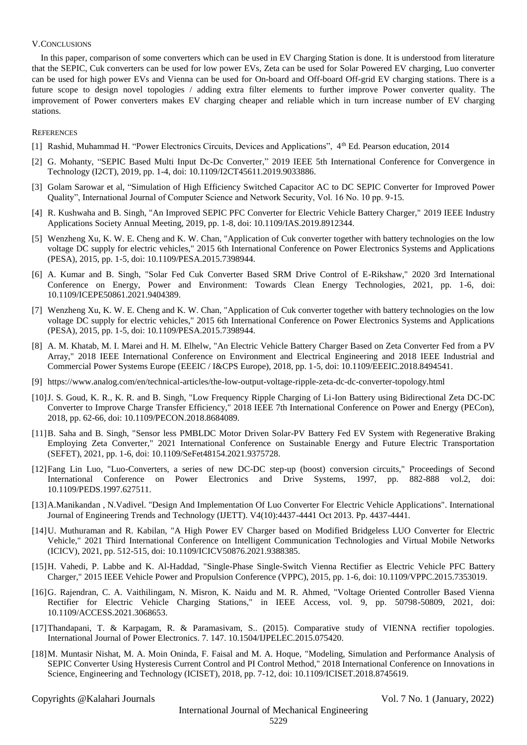## V. Conclusions

In this paper, comparison of some converters which can be used in EV Charging Station is done. It is understood from literature that the SEPIC, Cuk converters can be used for low power EVs, Zeta can be used for Solar Powered EV charging, Luo converter can be used for high power EVs and Vienna can be used for On-board and Off-board Off-grid EV charging stations. There is a future scope to design novel topologies / adding extra filter elements to further improve Power converter quality. The improvement of Power converters makes EV charging cheaper and reliable which in turn increase number of EV charging stations.

## References

[1] Rashid, Muhammad H. "Power Electronics Circuits, Devices and Applications", 4th Ed. Pearson education, 2014

[2] G. Mohanty, "SEPIC Based Multi Input Dc-Dc Converter," 2019 IEEE 5th International Conference for Convergence in Technology (I2CT), 2019, pp. 1-4, doi: 10.1109/I2CT45611.2019.9033886.

[3] Golam Sarowar et al, "Simulation of High Efficiency Switched Capacitor AC to DC SEPIC Converter for Improved Power Quality", International Journal of Computer Science and Network Security, Vol. 16 No. 10 pp. 9-15.

[4] R. Kushwaha and B. Singh, "An Improved SEPIC PFC Converter for Electric Vehicle Battery Charger," 2019 IEEE Industry Applications Society Annual Meeting, 2019, pp. 1-8, doi: 10.1109/IAS.2019.8912344.

[5] Wenzheng Xu, K. W. E. Cheng and K. W. Chan, "Application of Cuk converter together with battery technologies on the low voltage DC supply for electric vehicles," 2015 6th International Conference on Power Electronics Systems and Applications (PESA), 2015, pp. 1-5, doi: 10.1109/PESA.2015.7398944.

[6] A. Kumar and B. Singh, "Solar Fed Cuk Converter Based SRM Drive Control of E-Rikshaw," 2020 3rd International Conference on Energy, Power and Environment: Towards Clean Energy Technologies, 2021, pp. 1-6, doi: 10.1109/ICEPE50861.2021.9404389.

[7] Wenzheng Xu, K. W. E. Cheng and K. W. Chan, "Application of Cuk converter together with battery technologies on the low voltage DC supply for electric vehicles," 2015 6th International Conference on Power Electronics Systems and Applications (PESA), 2015, pp. 1-5, doi: 10.1109/PESA.2015.7398944.

[8] A. M. Khatab, M. I. Marei and H. M. Elhelw, "An Electric Vehicle Battery Charger Based on Zeta Converter Fed from a PV Array," 2018 IEEE International Conference on Environment and Electrical Engineering and 2018 IEEE Industrial and Commercial Power Systems Europe (EEEIC / I&CPS Europe), 2018, pp. 1-5, doi: 10.1109/EEEIC.2018.8494541.

[9] https://www.analog.com/en/technical-articles/the-low-output-voltage-ripple-zeta-dc-dc-converter-topology.html

[10] J. S. Goud, K. R., K. R. and B. Singh, "Low Frequency Ripple Charging of Li-Ion Battery using Bidirectional Zeta DC-DC Converter to Improve Charge Transfer Efficiency," 2018 IEEE 7th International Conference on Power and Energy (PECon), 2018, pp. 62-66, doi: 10.1109/PECON.2018.8684089.

[11] B. Saha and B. Singh, "Sensor less PMBLDC Motor Driven Solar-PV Battery Fed EV System with Regenerative Braking Employing Zeta Converter," 2021 International Conference on Sustainable Energy and Future Electric Transportation (SEFET), 2021, pp. 1-6, doi: 10.1109/SeFet48154.2021.9375728.

[12] Fang Lin Luo, "Luo-Converters, a series of new DC-DC step-up (boost) conversion circuits," Proceedings of Second International Conference on Power Electronics and Drive Systems, 1997, pp. 882-888 vol.2, doi: 10.1109/PEDS.1997.627511.

[13] A.Manikandan , N.Vadivel. "Design And Implementation Of Luo Converter For Electric Vehicle Applications". International Journal of Engineering Trends and Technology (IJETT). V4(10):4437-4441 Oct 2013. Pp. 4437-4441.

[14] U. Muthuraman and R. Kabilan, "A High Power EV Charger based on Modified Bridgeless LUO Converter for Electric Vehicle," 2021 Third International Conference on Intelligent Communication Technologies and Virtual Mobile Networks (ICICV), 2021, pp. 512-515, doi: 10.1109/ICICV50876.2021.9388385.

[15] H. Vahedi, P. Labbe and K. Al-Haddad, "Single-Phase Single-Switch Vienna Rectifier as Electric Vehicle PFC Battery Charger," 2015 IEEE Vehicle Power and Propulsion Conference (VPPC), 2015, pp. 1-6, doi: 10.1109/VPPC.2015.7353019.

[16] G. Rajendran, C. A. Vaithilingam, N. Misron, K. Naidu and M. R. Ahmed, "Voltage Oriented Controller Based Vienna Rectifier for Electric Vehicle Charging Stations," in IEEE Access, vol. 9, pp. 50798-50809, 2021, doi: 10.1109/ACCESS.2021.3068653.

[17] Thandapani, T. & Karpagam, R. & Paramasivam, S.. (2015). Comparative study of VIENNA rectifier topologies. International Journal of Power Electronics. 7. 147. 10.1504/IJPELEC.2015.075420.

[18] M. Muntasir Nishat, M. A. Moin Oninda, F. Faisal and M. A. Hoque, "Modeling, Simulation and Performance Analysis of SEPIC Converter Using Hysteresis Current Control and PI Control Method," 2018 International Conference on Innovations in Science, Engineering and Technology (ICISET), 2018, pp. 7-12, doi: 10.1109/ICISET.2018.8745619.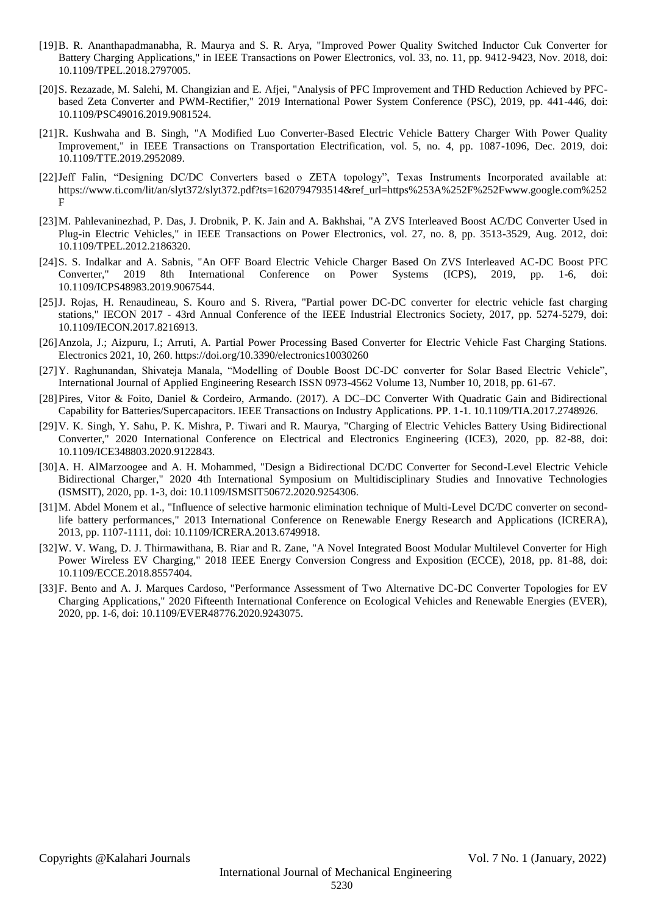[19] B. R. Ananthapadmanabha, R. Maurya and S. R. Arya, "Improved Power Quality Switched Inductor Cuk Converter for Battery Charging Applications," in IEEE Transactions on Power Electronics, vol. 33, no. 11, pp. 9412-9423, Nov. 2018, doi: 10.1109/TPEL.2018.2797005.

[20] S. Rezazade, M. Salehi, M. Changizian and E. Afjei, "Analysis of PFC Improvement and THD Reduction Achieved by PFC-based Zeta Converter and PWM-Rectifier," 2019 International Power System Conference (PSC), 2019, pp. 441-446, doi: 10.1109/PSC49016.2019.9081524.

[21] R. Kushwaha and B. Singh, "A Modified Luo Converter-Based Electric Vehicle Battery Charger With Power Quality Improvement," in IEEE Transactions on Transportation Electrification, vol. 5, no. 4, pp. 1087-1096, Dec. 2019, doi: 10.1109/TTE.2019.2952089.

[22] Jeff Falin, "Designing DC/DC Converters based o ZETA topology", Texas Instruments Incorporated available at: https://www.ti.com/lit/an/slyt372/slyt372.pdf?ts=1620794793514&ref_url=https%253A%252F%252Fwww.google.com%252F

[23] M. Pahlevaninezhad, P. Das, J. Drobnik, P. K. Jain and A. Bakhshai, "A ZVS Interleaved Boost AC/DC Converter Used in Plug-in Electric Vehicles," in IEEE Transactions on Power Electronics, vol. 27, no. 8, pp. 3513-3529, Aug. 2012, doi: 10.1109/TPEL.2012.2186320.

[24] S. S. Indalkar and A. Sabnis, "An OFF Board Electric Vehicle Charger Based On ZVS Interleaved AC-DC Boost PFC Converter," 2019 8th International Conference on Power Systems (ICPS), 2019, pp. 1-6, doi: 10.1109/ICPS48983.2019.9067544.

[25] J. Rojas, H. Renaudineau, S. Kouro and S. Rivera, "Partial power DC-DC converter for electric vehicle fast charging stations," IECON 2017 - 43rd Annual Conference of the IEEE Industrial Electronics Society, 2017, pp. 5274-5279, doi: 10.1109/IECON.2017.8216913.

[26] Anzola, J.; Aizpuru, I.; Arruti, A. Partial Power Processing Based Converter for Electric Vehicle Fast Charging Stations. Electronics 2021, 10, 260. https://doi.org/10.3390/electronics10030260

[27] Y. Raghunandan, Shivateja Manala, "Modelling of Double Boost DC-DC converter for Solar Based Electric Vehicle", International Journal of Applied Engineering Research ISSN 0973-4562 Volume 13, Number 10, 2018, pp. 61-67.

[28] Pires, Vitor & Foito, Daniel & Cordeiro, Armando. (2017). A DC–DC Converter With Quadratic Gain and Bidirectional Capability for Batteries/Supercapacitors. IEEE Transactions on Industry Applications. PP. 1-1. 10.1109/TIA.2017.2748926.

[29] V. K. Singh, Y. Sahu, P. K. Mishra, P. Tiwari and R. Maurya, "Charging of Electric Vehicles Battery Using Bidirectional Converter," 2020 International Conference on Electrical and Electronics Engineering (ICE3), 2020, pp. 82-88, doi: 10.1109/ICE348803.2020.9122843.

[30] A. H. AlMarzoogee and A. H. Mohammed, "Design a Bidirectional DC/DC Converter for Second-Level Electric Vehicle Bidirectional Charger," 2020 4th International Symposium on Multidisciplinary Studies and Innovative Technologies (ISMSIT), 2020, pp. 1-3, doi: 10.1109/ISMSIT50672.2020.9254306.

[31] M. Abdel Monem et al., "Influence of selective harmonic elimination technique of Multi-Level DC/DC converter on second-life battery performances," 2013 International Conference on Renewable Energy Research and Applications (ICRERA), 2013, pp. 1107-1111, doi: 10.1109/ICRERA.2013.6749918.

[32] W. V. Wang, D. J. Thirmawithana, B. Riar and R. Zane, "A Novel Integrated Boost Modular Multilevel Converter for High Power Wireless EV Charging," 2018 IEEE Energy Conversion Congress and Exposition (ECCE), 2018, pp. 81-88, doi: 10.1109/ECCE.2018.8557404.

[33] F. Bento and A. J. Marques Cardoso, "Performance Assessment of Two Alternative DC-DC Converter Topologies for EV Charging Applications," 2020 Fifteenth International Conference on Ecological Vehicles and Renewable Energies (EVER), 2020, pp. 1-6, doi: 10.1109/EVER48776.2020.9243075.